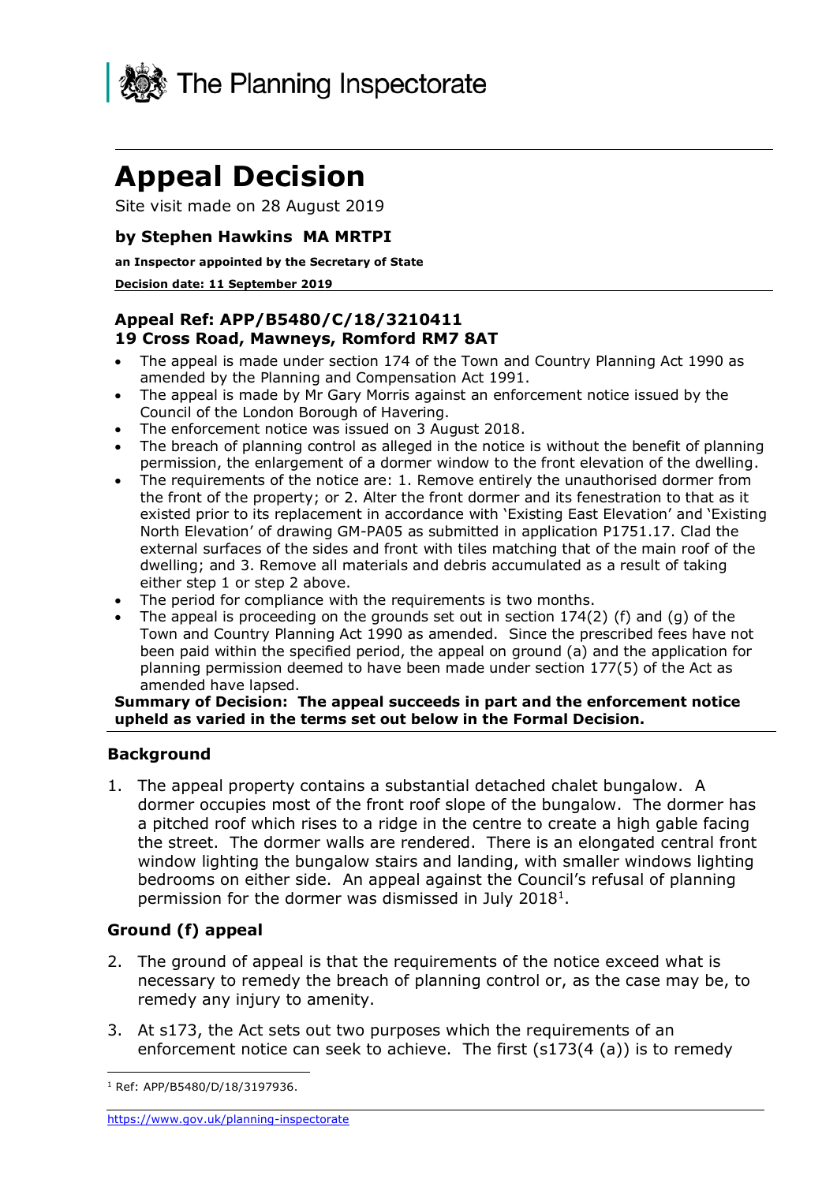The Planning Inspectorate

# Appeal Decision

Site visit made on 28 August 2019

### by Stephen Hawkins MA MRTPI

**an Inspector appointed by the Secretary of State**

**Decision date: 11 September 2019**

### Appeal Ref: APP/B5480/C/18/3210411
### 19 Cross Road, Mawneys, Romford RM7 8AT

- The appeal is made under section 174 of the Town and Country Planning Act 1990 as amended by the Planning and Compensation Act 1991.
- The appeal is made by Mr Gary Morris against an enforcement notice issued by the Council of the London Borough of Havering.
- The enforcement notice was issued on 3 August 2018.
- The breach of planning control as alleged in the notice is without the benefit of planning permission, the enlargement of a dormer window to the front elevation of the dwelling.
- The requirements of the notice are: 1. Remove entirely the unauthorised dormer from the front of the property; or 2. Alter the front dormer and its fenestration to that as it existed prior to its replacement in accordance with 'Existing East Elevation' and 'Existing North Elevation' of drawing GM-PA05 as submitted in application P1751.17. Clad the external surfaces of the sides and front with tiles matching that of the main roof of the dwelling; and 3. Remove all materials and debris accumulated as a result of taking either step 1 or step 2 above.
- The period for compliance with the requirements is two months.
- The appeal is proceeding on the grounds set out in section 174(2) (f) and (g) of the Town and Country Planning Act 1990 as amended. Since the prescribed fees have not been paid within the specified period, the appeal on ground (a) and the application for planning permission deemed to have been made under section 177(5) of the Act as amended have lapsed.

**Summary of Decision: The appeal succeeds in part and the enforcement notice upheld as varied in the terms set out below in the Formal Decision.**

## Background

1. The appeal property contains a substantial detached chalet bungalow. A dormer occupies most of the front roof slope of the bungalow. The dormer has a pitched roof which rises to a ridge in the centre to create a high gable facing the street. The dormer walls are rendered. There is an elongated central front window lighting the bungalow stairs and landing, with smaller windows lighting bedrooms on either side. An appeal against the Council's refusal of planning permission for the dormer was dismissed in July 2018[1].

## Ground (f) appeal

2. The ground of appeal is that the requirements of the notice exceed what is necessary to remedy the breach of planning control or, as the case may be, to remedy any injury to amenity.

3. At s173, the Act sets out two purposes which the requirements of an enforcement notice can seek to achieve. The first (s173(4 (a)) is to remedy

[1] Ref: APP/B5480/D/18/3197936.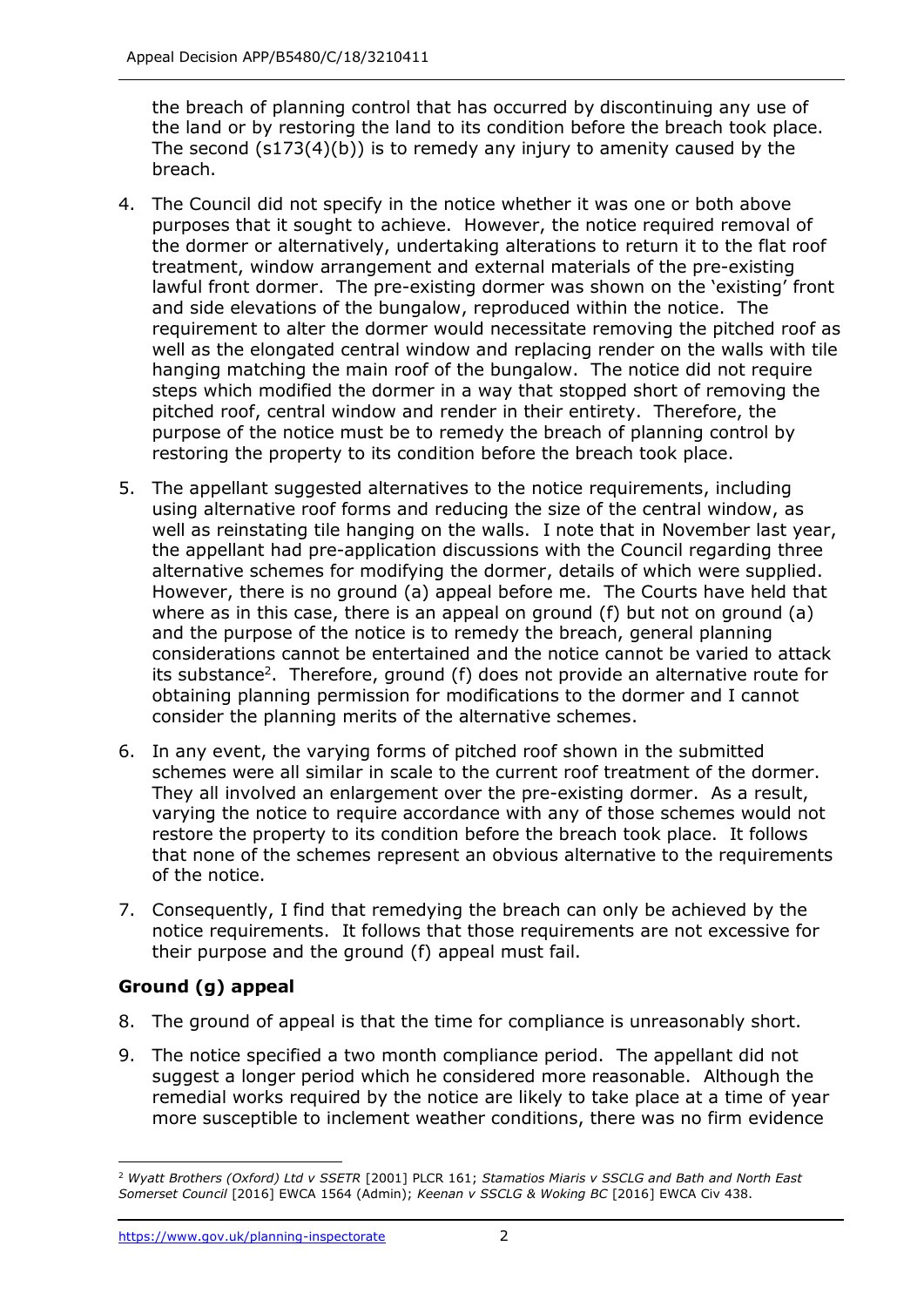the breach of planning control that has occurred by discontinuing any use of the land or by restoring the land to its condition before the breach took place. The second (s173(4)(b)) is to remedy any injury to amenity caused by the breach.

4. The Council did not specify in the notice whether it was one or both above purposes that it sought to achieve. However, the notice required removal of the dormer or alternatively, undertaking alterations to return it to the flat roof treatment, window arrangement and external materials of the pre-existing lawful front dormer. The pre-existing dormer was shown on the 'existing' front and side elevations of the bungalow, reproduced within the notice. The requirement to alter the dormer would necessitate removing the pitched roof as well as the elongated central window and replacing render on the walls with tile hanging matching the main roof of the bungalow. The notice did not require steps which modified the dormer in a way that stopped short of removing the pitched roof, central window and render in their entirety. Therefore, the purpose of the notice must be to remedy the breach of planning control by restoring the property to its condition before the breach took place.

5. The appellant suggested alternatives to the notice requirements, including using alternative roof forms and reducing the size of the central window, as well as reinstating tile hanging on the walls. I note that in November last year, the appellant had pre-application discussions with the Council regarding three alternative schemes for modifying the dormer, details of which were supplied. However, there is no ground (a) appeal before me. The Courts have held that where as in this case, there is an appeal on ground (f) but not on ground (a) and the purpose of the notice is to remedy the breach, general planning considerations cannot be entertained and the notice cannot be varied to attack its substance[2]. Therefore, ground (f) does not provide an alternative route for obtaining planning permission for modifications to the dormer and I cannot consider the planning merits of the alternative schemes.

6. In any event, the varying forms of pitched roof shown in the submitted schemes were all similar in scale to the current roof treatment of the dormer. They all involved an enlargement over the pre-existing dormer. As a result, varying the notice to require accordance with any of those schemes would not restore the property to its condition before the breach took place. It follows that none of the schemes represent an obvious alternative to the requirements of the notice.

7. Consequently, I find that remedying the breach can only be achieved by the notice requirements. It follows that those requirements are not excessive for their purpose and the ground (f) appeal must fail.

## Ground (g) appeal

8. The ground of appeal is that the time for compliance is unreasonably short.

9. The notice specified a two month compliance period. The appellant did not suggest a longer period which he considered more reasonable. Although the remedial works required by the notice are likely to take place at a time of year more susceptible to inclement weather conditions, there was no firm evidence

---

[2] *Wyatt Brothers (Oxford) Ltd v SSETR* [2001] PLCR 161; *Stamatios Miaris v SSCLG and Bath and North East Somerset Council* [2016] EWCA 1564 (Admin); *Keenan v SSCLG & Woking BC* [2016] EWCA Civ 438.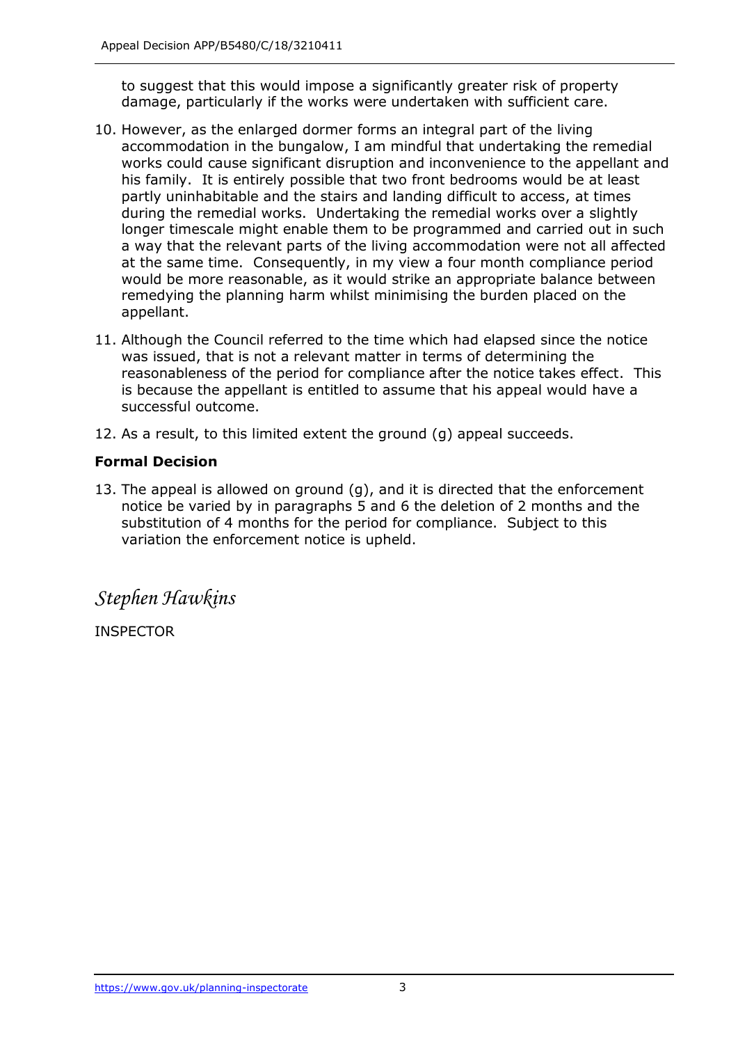to suggest that this would impose a significantly greater risk of property damage, particularly if the works were undertaken with sufficient care.

10. However, as the enlarged dormer forms an integral part of the living accommodation in the bungalow, I am mindful that undertaking the remedial works could cause significant disruption and inconvenience to the appellant and his family. It is entirely possible that two front bedrooms would be at least partly uninhabitable and the stairs and landing difficult to access, at times during the remedial works. Undertaking the remedial works over a slightly longer timescale might enable them to be programmed and carried out in such a way that the relevant parts of the living accommodation were not all affected at the same time. Consequently, in my view a four month compliance period would be more reasonable, as it would strike an appropriate balance between remedying the planning harm whilst minimising the burden placed on the appellant.

11. Although the Council referred to the time which had elapsed since the notice was issued, that is not a relevant matter in terms of determining the reasonableness of the period for compliance after the notice takes effect. This is because the appellant is entitled to assume that his appeal would have a successful outcome.

12. As a result, to this limited extent the ground (g) appeal succeeds.

**Formal Decision**

13. The appeal is allowed on ground (g), and it is directed that the enforcement notice be varied by in paragraphs 5 and 6 the deletion of 2 months and the substitution of 4 months for the period for compliance. Subject to this variation the enforcement notice is upheld.

*Stephen Hawkins*

INSPECTOR